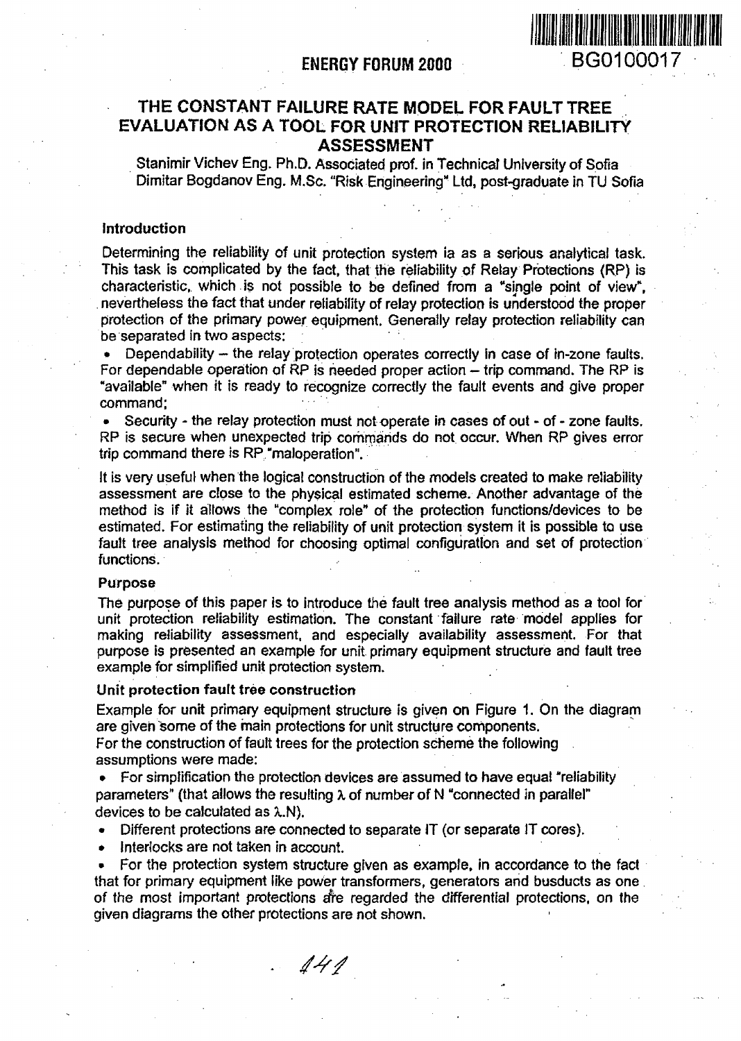# THE CONSTANT FAILURE RATE MODEL FOR FAULT TREE EVALUATION AS A TOOL FOR UNIT PROTECTION RELIABILITY ASSESSMENT

Stanimir Vichev Eng. Ph.D. Associated prof. in Technical University of Sofia
Dimitar Bogdanov Eng. M.Sc. "Risk Engineering" Ltd, post-graduate in TU Sofia

### Introduction

Determining the reliability of unit protection system ia as a serious analytical task. This task is complicated by the fact, that the reliability of Relay Protections (RP) is characteristic, which is not possible to be defined from a "single point of view", nevertheless the fact that under reliability of relay protection is understood the proper protection of the primary power equipment. Generally relay protection reliability can be separated in two aspects:

- Dependability – the relay protection operates correctly in case of in-zone faults. For dependable operation of RP is needed proper action – trip command. The RP is "available" when it is ready to recognize correctly the fault events and give proper command;
- Security - the relay protection must not operate in cases of out - of - zone faults. RP is secure when unexpected trip commands do not occur. When RP gives error trip command there is RP "maloperation".

It is very useful when the logical construction of the models created to make reliability assessment are close to the physical estimated scheme. Another advantage of the method is if it allows the "complex role" of the protection functions/devices to be estimated. For estimating the reliability of unit protection system it is possible to use fault tree analysis method for choosing optimal configuration and set of protection functions.

### Purpose

The purpose of this paper is to introduce the fault tree analysis method as a tool for unit protection reliability estimation. The constant failure rate model applies for making reliability assessment, and especially availability assessment. For that purpose is presented an example for unit primary equipment structure and fault tree example for simplified unit protection system.

### Unit protection fault tree construction

Example for unit primary equipment structure is given on Figure 1. On the diagram are given some of the main protections for unit structure components.
For the construction of fault trees for the protection scheme the following assumptions were made:

- For simplification the protection devices are assumed to have equal "reliability parameters" (that allows the resulting $\lambda$ of number of N "connected in parallel" devices to be calculated as $\lambda.N$).
- Different protections are connected to separate IT (or separate IT cores).
- Interlocks are not taken in account.
- For the protection system structure given as example, in accordance to the fact that for primary equipment like power transformers, generators and busducts as one of the most important protections are regarded the differential protections, on the given diagrams the other protections are not shown.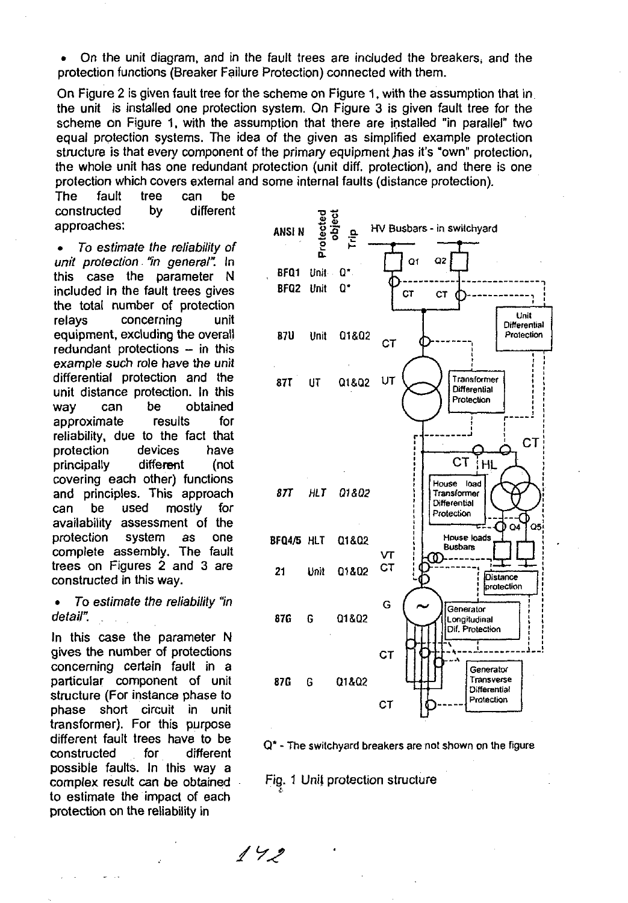- On the unit diagram, and in the fault trees are included the breakers, and the protection functions (Breaker Failure Protection) connected with them.

On Figure 2 is given fault tree for the scheme on Figure 1, with the assumption that in the unit is installed one protection system. On Figure 3 is given fault tree for the scheme on Figure 1, with the assumption that there are installed "in parallel" two equal protection systems. The idea of the given as simplified example protection structure is that every component of the primary equipment has it's "own" protection, the whole unit has one redundant protection (unit diff. protection), and there is one protection which covers external and some internal faults (distance protection).

The fault tree can be constructed by different approaches:

- *To estimate the reliability of unit protection "in general".* In this case the parameter N included in the fault trees gives the total number of protection relays concerning unit equipment, excluding the overall redundant protections – in this *example such role have the unit* differential protection and the unit distance protection. In this way can be obtained approximate results for reliability, due to the fact that protection devices have principally different (not covering each other) functions and principles. This approach can be used mostly for availability assessment of the protection system as one complete assembly. The fault trees on Figures 2 and 3 are constructed in this way.

- *To estimate the reliability "in detail".*

In this case the parameter N gives the number of protections concerning certain fault in a particular component of unit structure (For instance phase to phase short circuit in unit transformer). For this purpose different fault trees have to be constructed for different possible faults. In this way a complex result can be obtained to estimate the impact of each protection on the reliability in

| ANSI N | Protected object | Trip |
|---|---|---|
| BFQ1 | Unit | Q* |
| BFQ2 | Unit | Q* |
| 87U | Unit | Q1&Q2 |
| 87T | UT | Q1&Q2 |
| 87T | HLT | Q1&Q2 |
| BFQ4/5 | HLT | Q1&Q2 |
| 21 | Unit | Q1&Q2 |
| 87G | G | Q1&Q2 |
| 87G | G | Q1&Q2 |

Q* - The switchyard breakers are not shown on the figure

Fig. 1 Unit protection structure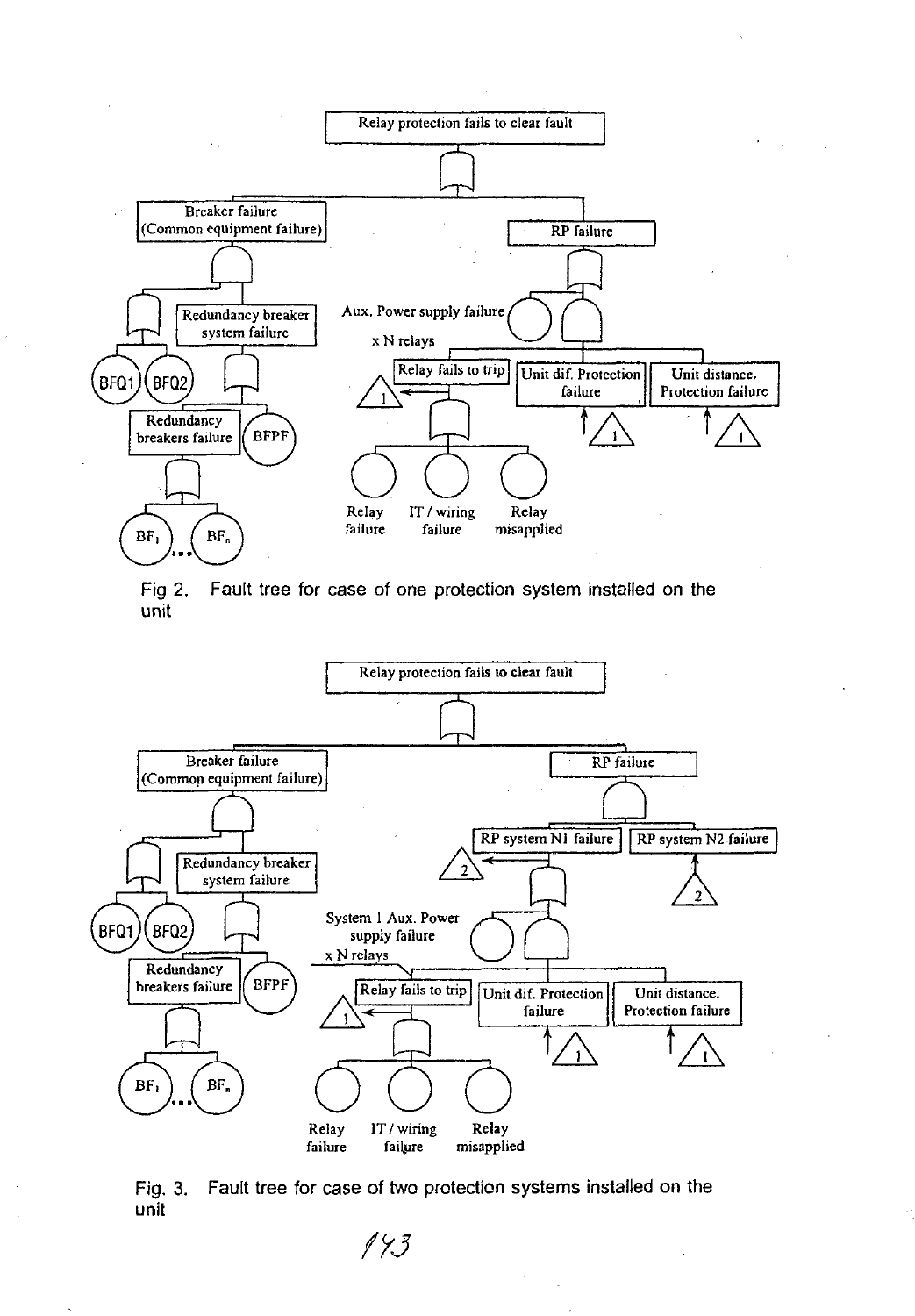Fig 2. Fault tree for case of one protection system installed on the unit

Fig. 3. Fault tree for case of two protection systems installed on the unit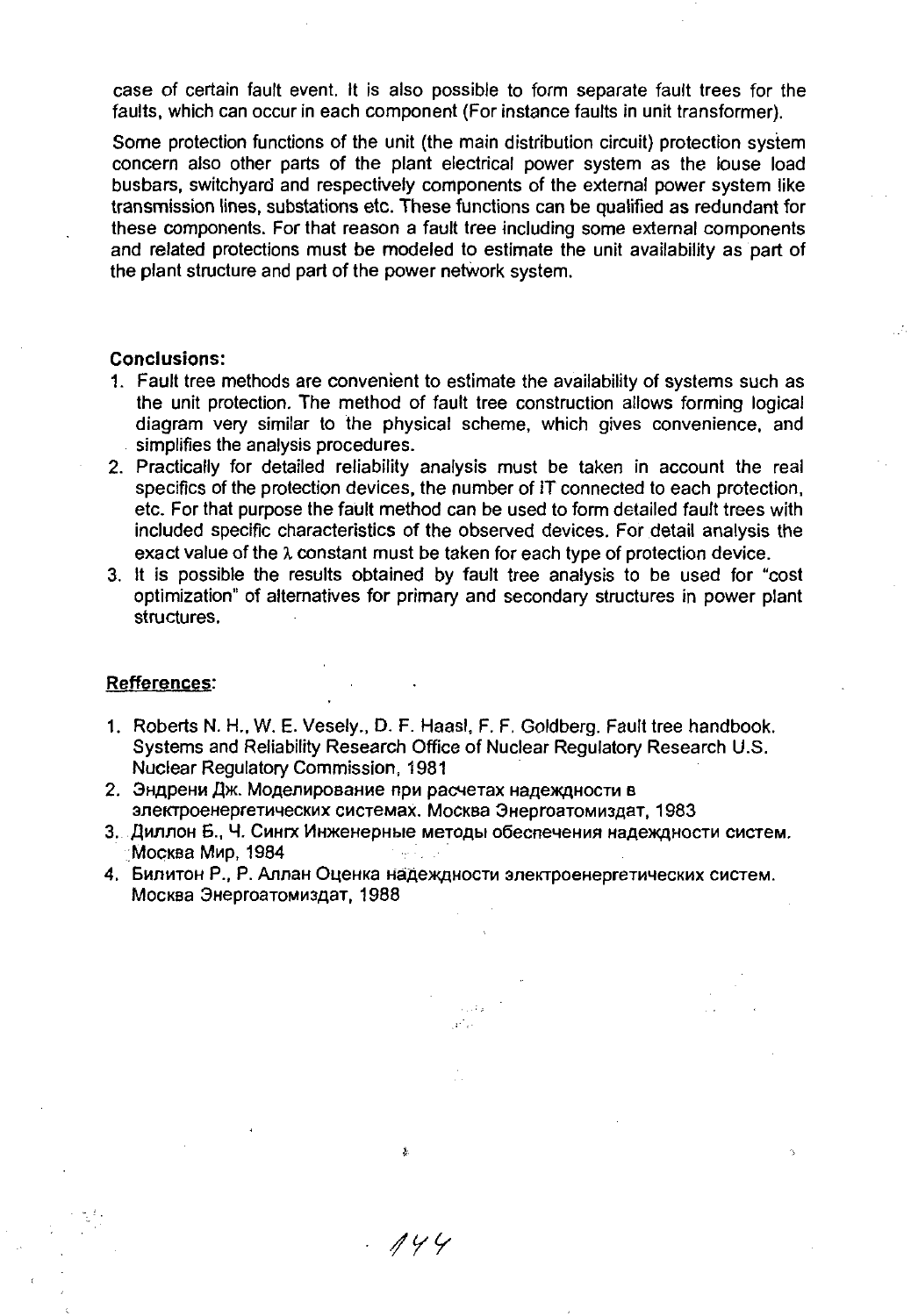case of certain fault event. It is also possible to form separate fault trees for the faults, which can occur in each component (For instance faults in unit transformer).

Some protection functions of the unit (the main distribution circuit) protection system concern also other parts of the plant electrical power system as the louse load busbars, switchyard and respectively components of the external power system like transmission lines, substations etc. These functions can be qualified as redundant for these components. For that reason a fault tree including some external components and related protections must be modeled to estimate the unit availability as part of the plant structure and part of the power network system.

**Conclusions:**

1. Fault tree methods are convenient to estimate the availability of systems such as the unit protection. The method of fault tree construction allows forming logical diagram very similar to the physical scheme, which gives convenience, and simplifies the analysis procedures.
2. Practically for detailed reliability analysis must be taken in account the real specifics of the protection devices, the number of IT connected to each protection, etc. For that purpose the fault method can be used to form detailed fault trees with included specific characteristics of the observed devices. For detail analysis the exact value of the $\lambda$ constant must be taken for each type of protection device.
3. It is possible the results obtained by fault tree analysis to be used for "cost optimization" of alternatives for primary and secondary structures in power plant structures.

**Refferences:**

1. Roberts N. H., W. E. Vesely., D. F. Haasl, F. F. Goldberg. Fault tree handbook. Systems and Reliability Research Office of Nuclear Regulatory Research U.S. Nuclear Regulatory Commission, 1981
2. Эндрени Дж. Моделирование при расчетах надежности в электроенергетических системах. Москва Энергоатомиздат, 1983
3. Диллон Б., Ч. Сингх Инженерные методы обеспечения надежности систем. Москва Мир, 1984
4. Билитон Р., Р. Аллан Оценка надежности электроенергетических систем. Москва Энергоатомиздат, 1988